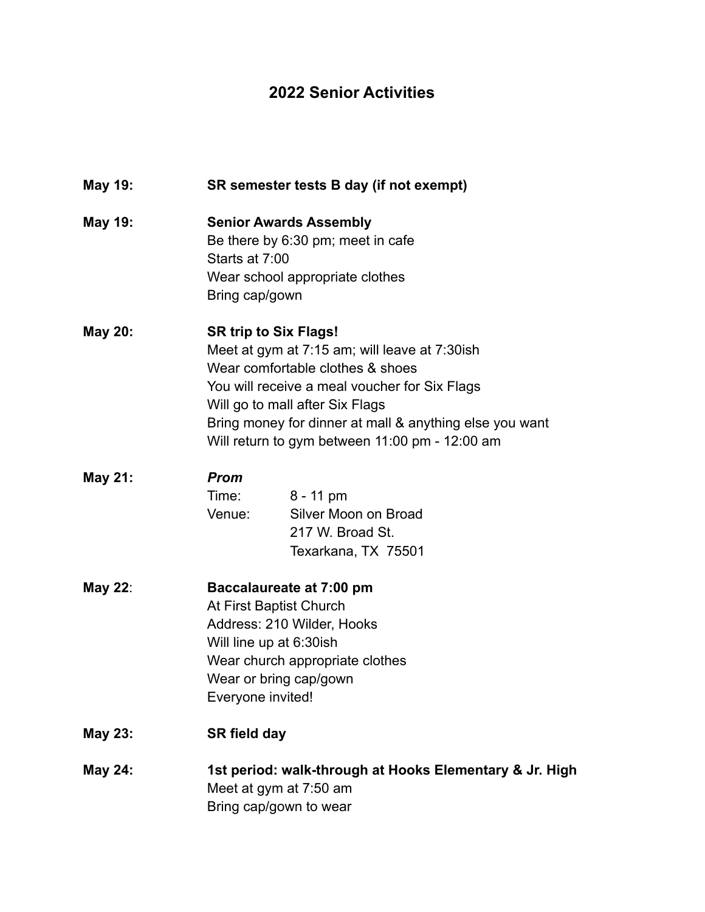# 2022 Senior Activities

**May 19:** **SR semester tests B day (if not exempt)**

**May 19:** **Senior Awards Assembly**
Be there by 6:30 pm; meet in cafe
Starts at 7:00
Wear school appropriate clothes
Bring cap/gown

**May 20:** **SR trip to Six Flags!**
Meet at gym at 7:15 am; will leave at 7:30ish
Wear comfortable clothes & shoes
You will receive a meal voucher for Six Flags
Will go to mall after Six Flags
Bring money for dinner at mall & anything else you want
Will return to gym between 11:00 pm - 12:00 am

**May 21:** ***Prom***
Time: 8 - 11 pm
Venue: Silver Moon on Broad
217 W. Broad St.
Texarkana, TX 75501

**May 22**: **Baccalaureate at 7:00 pm**
At First Baptist Church
Address: 210 Wilder, Hooks
Will line up at 6:30ish
Wear church appropriate clothes
Wear or bring cap/gown
Everyone invited!

**May 23:** **SR field day**

**May 24:** **1st period: walk-through at Hooks Elementary & Jr. High**
Meet at gym at 7:50 am
Bring cap/gown to wear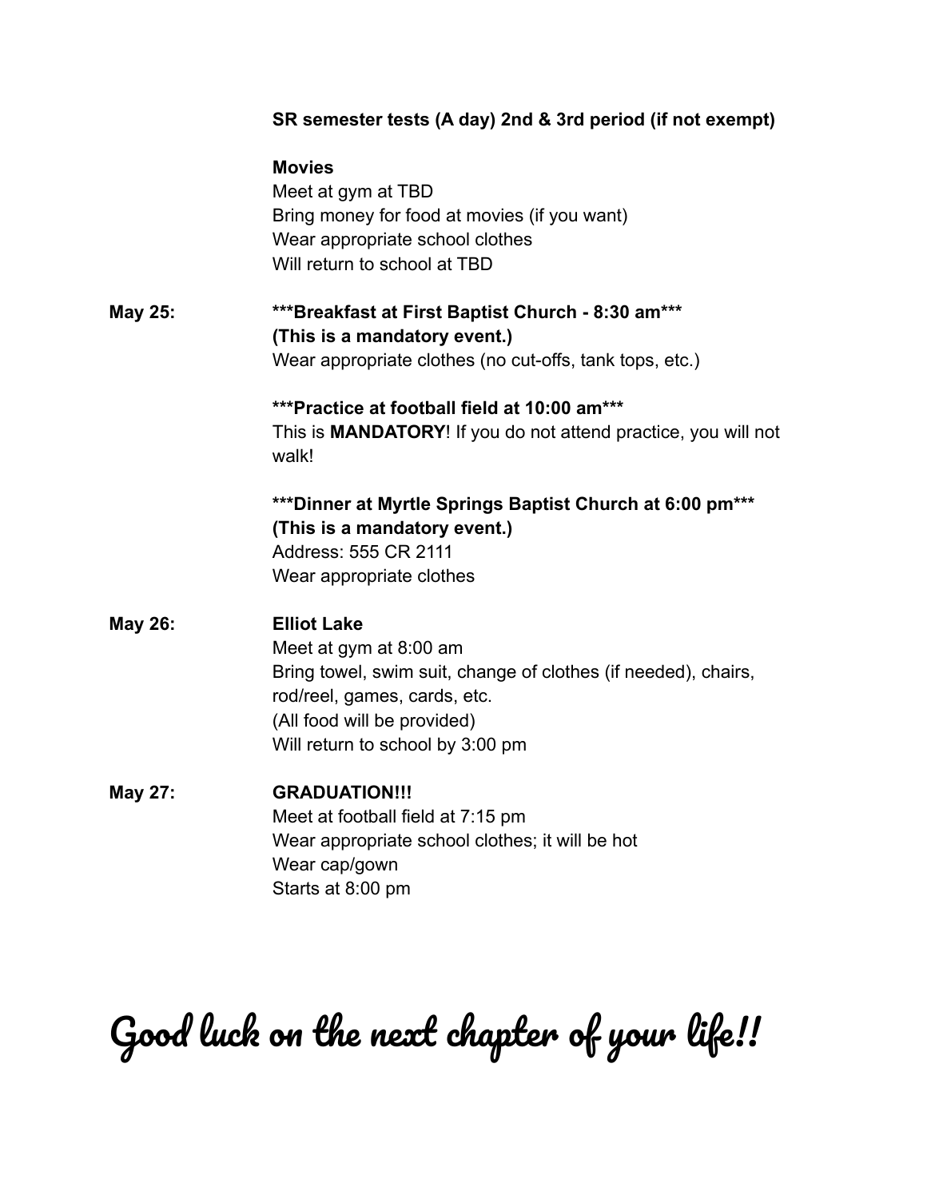**SR semester tests (A day) 2nd & 3rd period (if not exempt)**

**Movies**
Meet at gym at TBD
Bring money for food at movies (if you want)
Wear appropriate school clothes
Will return to school at TBD

**May 25:** **\*\*\*Breakfast at First Baptist Church - 8:30 am\*\*\***
**(This is a mandatory event.)**
Wear appropriate clothes (no cut-offs, tank tops, etc.)

**\*\*\*Practice at football field at 10:00 am\*\*\***
This is **MANDATORY**! If you do not attend practice, you will not walk!

**\*\*\*Dinner at Myrtle Springs Baptist Church at 6:00 pm\*\*\***
**(This is a mandatory event.)**
Address: 555 CR 2111
Wear appropriate clothes

**May 26:** **Elliot Lake**
Meet at gym at 8:00 am
Bring towel, swim suit, change of clothes (if needed), chairs, rod/reel, games, cards, etc.
(All food will be provided)
Will return to school by 3:00 pm

**May 27:** **GRADUATION!!!**
Meet at football field at 7:15 pm
Wear appropriate school clothes; it will be hot
Wear cap/gown
Starts at 8:00 pm

# Good luck on the next chapter of your life!!